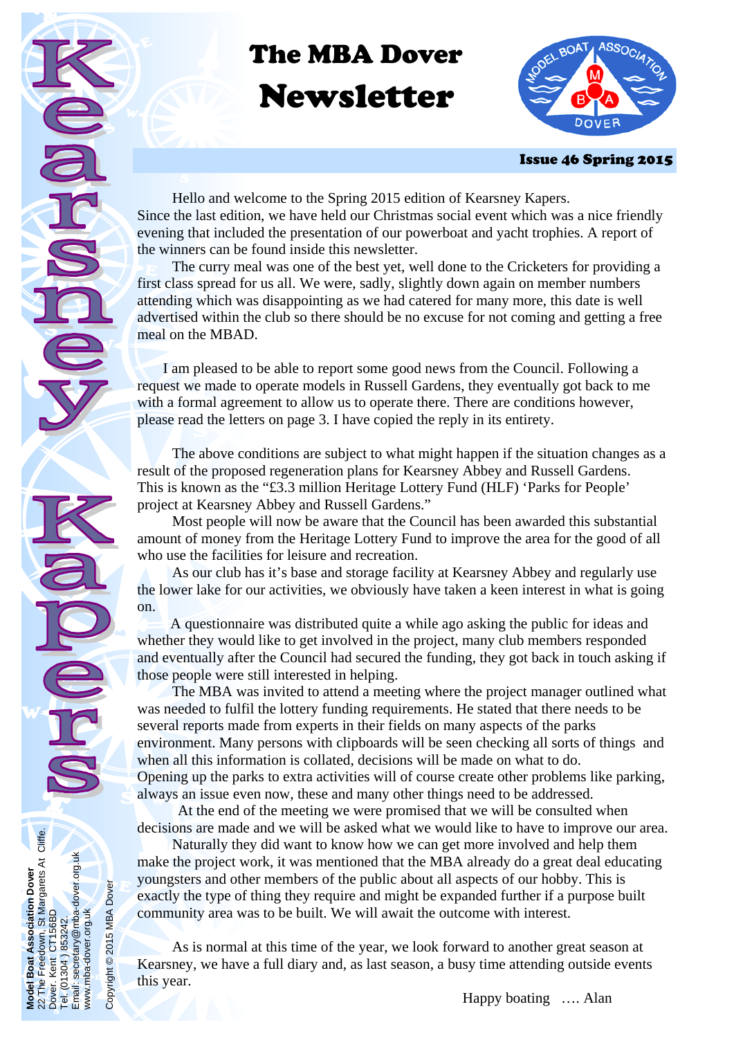# The MBA Dover Newsletter

**Kearsney Kapers**

**Issue 46 Spring 2015**

Hello and welcome to the Spring 2015 edition of Kearsney Kapers.
Since the last edition, we have held our Christmas social event which was a nice friendly evening that included the presentation of our powerboat and yacht trophies. A report of the winners can be found inside this newsletter.

The curry meal was one of the best yet, well done to the Cricketers for providing a first class spread for us all. We were, sadly, slightly down again on member numbers attending which was disappointing as we had catered for many more, this date is well advertised within the club so there should be no excuse for not coming and getting a free meal on the MBAD.

I am pleased to be able to report some good news from the Council. Following a request we made to operate models in Russell Gardens, they eventually got back to me with a formal agreement to allow us to operate there. There are conditions however, please read the letters on page 3. I have copied the reply in its entirety.

The above conditions are subject to what might happen if the situation changes as a result of the proposed regeneration plans for Kearsney Abbey and Russell Gardens. This is known as the "£3.3 million Heritage Lottery Fund (HLF) 'Parks for People' project at Kearsney Abbey and Russell Gardens."

Most people will now be aware that the Council has been awarded this substantial amount of money from the Heritage Lottery Fund to improve the area for the good of all who use the facilities for leisure and recreation.

As our club has it's base and storage facility at Kearsney Abbey and regularly use the lower lake for our activities, we obviously have taken a keen interest in what is going on.

A questionnaire was distributed quite a while ago asking the public for ideas and whether they would like to get involved in the project, many club members responded and eventually after the Council had secured the funding, they got back in touch asking if those people were still interested in helping.

The MBA was invited to attend a meeting where the project manager outlined what was needed to fulfil the lottery funding requirements. He stated that there needs to be several reports made from experts in their fields on many aspects of the parks environment. Many persons with clipboards will be seen checking all sorts of things and when all this information is collated, decisions will be made on what to do.
Opening up the parks to extra activities will of course create other problems like parking, always an issue even now, these and many other things need to be addressed.

At the end of the meeting we were promised that we will be consulted when decisions are made and we will be asked what we would like to have to improve our area.

Naturally they did want to know how we can get more involved and help them make the project work, it was mentioned that the MBA already do a great deal educating youngsters and other members of the public about all aspects of our hobby. This is exactly the type of thing they require and might be expanded further if a purpose built community area was to be built. We will await the outcome with interest.

As is normal at this time of the year, we look forward to another great season at Kearsney, we have a full diary and, as last season, a busy time attending outside events this year.

Happy boating …. Alan

**Model Boat Association Dover**
22 The Freedown, St Margarets At Cliffe.
Dover. Kent CT156BD
Tel. (01304) 853242.
Email: secretary@mba-dover.org.uk
www.mba-dover.org.uk

Copyright © 2015 MBA Dover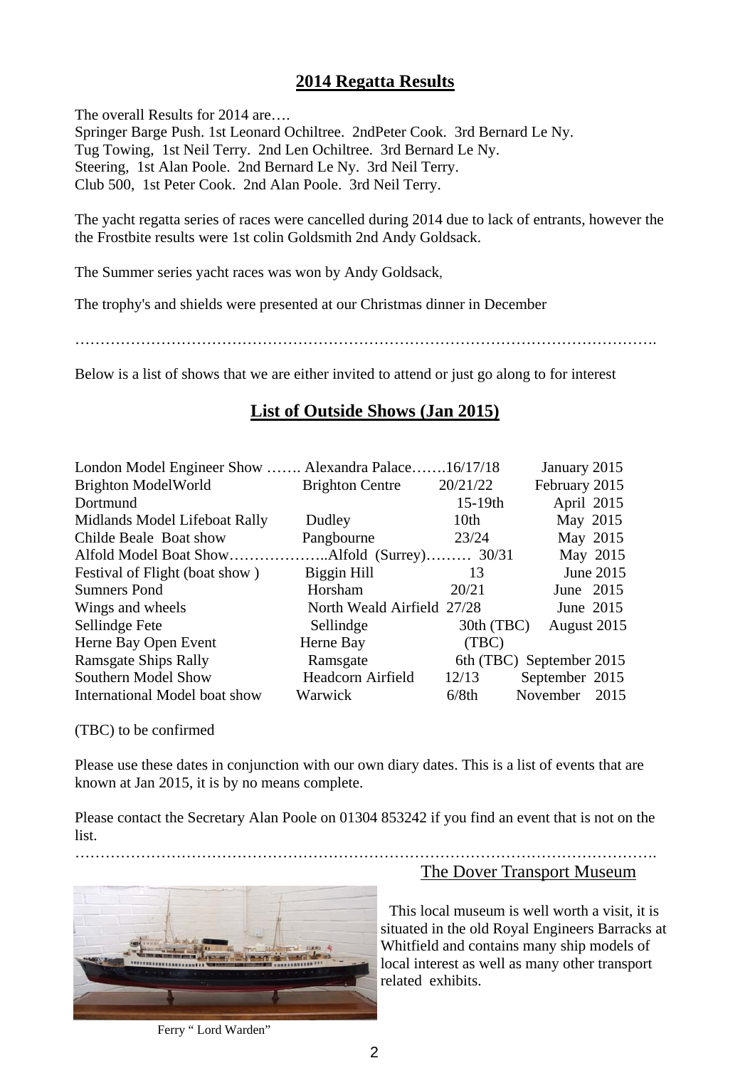## 2014 Regatta Results

The overall Results for 2014 are….
Springer Barge Push. 1st Leonard Ochiltree. 2ndPeter Cook. 3rd Bernard Le Ny.
Tug Towing, 1st Neil Terry. 2nd Len Ochiltree. 3rd Bernard Le Ny.
Steering, 1st Alan Poole. 2nd Bernard Le Ny. 3rd Neil Terry.
Club 500, 1st Peter Cook. 2nd Alan Poole. 3rd Neil Terry.

The yacht regatta series of races were cancelled during 2014 due to lack of entrants, however the the Frostbite results were 1st colin Goldsmith 2nd Andy Goldsack.

The Summer series yacht races was won by Andy Goldsack,

The trophy's and shields were presented at our Christmas dinner in December

……………………………………………………………………………………………….

Below is a list of shows that we are either invited to attend or just go along to for interest

## List of Outside Shows (Jan 2015)

| Show | Location | Dates | Month |
|---|---|---|---|
| London Model Engineer Show ……. | Alexandra Palace……. | 16/17/18 | January 2015 |
| Brighton ModelWorld | Brighton Centre | 20/21/22 | February 2015 |
| Dortmund | | 15-19th | April 2015 |
| Midlands Model Lifeboat Rally | Dudley | 10th | May 2015 |
| Childe Beale Boat show | Pangbourne | 23/24 | May 2015 |
| Alfold Model Boat Show……………….. | Alfold (Surrey)……… | 30/31 | May 2015 |
| Festival of Flight (boat show ) | Biggin Hill | 13 | June 2015 |
| Sumners Pond | Horsham | 20/21 | June 2015 |
| Wings and wheels | North Weald Airfield | 27/28 | June 2015 |
| Sellindge Fete | Sellindge | 30th (TBC) | August 2015 |
| Herne Bay Open Event | Herne Bay | (TBC) | |
| Ramsgate Ships Rally | Ramsgate | 6th (TBC) | September 2015 |
| Southern Model Show | Headcorn Airfield | 12/13 | September 2015 |
| International Model boat show | Warwick | 6/8th | November 2015 |

(TBC) to be confirmed

Please use these dates in conjunction with our own diary dates. This is a list of events that are known at Jan 2015, it is by no means complete.

Please contact the Secretary Alan Poole on 01304 853242 if you find an event that is not on the list.

……………………………………………………………………………………………….

### The Dover Transport Museum

This local museum is well worth a visit, it is situated in the old Royal Engineers Barracks at Whitfield and contains many ship models of local interest as well as many other transport related exhibits.

Ferry " Lord Warden"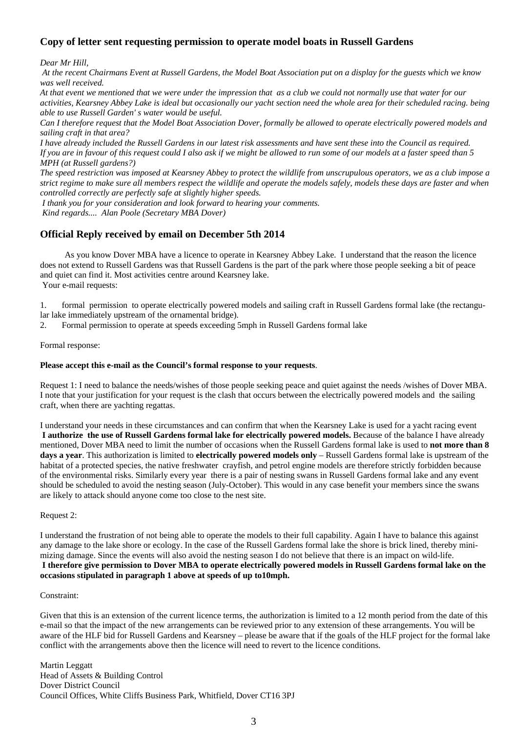## Copy of letter sent requesting permission to operate model boats in Russell Gardens

*Dear Mr Hill,*

*At the recent Chairmans Event at Russell Gardens, the Model Boat Association put on a display for the guests which we know was well received.*

*At that event we mentioned that we were under the impression that as a club we could not normally use that water for our activities, Kearsney Abbey Lake is ideal but occasionally our yacht section need the whole area for their scheduled racing. being able to use Russell Garden' s water would be useful.*

*Can I therefore request that the Model Boat Association Dover, formally be allowed to operate electrically powered models and sailing craft in that area?*

*I have already included the Russell Gardens in our latest risk assessments and have sent these into the Council as required.*

*If you are in favour of this request could I also ask if we might be allowed to run some of our models at a faster speed than 5 MPH (at Russell gardens?)*

*The speed restriction was imposed at Kearsney Abbey to protect the wildlife from unscrupulous operators, we as a club impose a strict regime to make sure all members respect the wildlife and operate the models safely, models these days are faster and when controlled correctly are perfectly safe at slightly higher speeds.*

*I thank you for your consideration and look forward to hearing your comments.*

*Kind regards.... Alan Poole (Secretary MBA Dover)*

## Official Reply received by email on December 5th 2014

As you know Dover MBA have a licence to operate in Kearsney Abbey Lake. I understand that the reason the licence does not extend to Russell Gardens was that Russell Gardens is the part of the park where those people seeking a bit of peace and quiet can find it. Most activities centre around Kearsney lake.

Your e-mail requests:

1. formal permission to operate electrically powered models and sailing craft in Russell Gardens formal lake (the rectangular lake immediately upstream of the ornamental bridge).
2. Formal permission to operate at speeds exceeding 5mph in Russell Gardens formal lake

Formal response:

**Please accept this e-mail as the Council's formal response to your requests**.

Request 1: I need to balance the needs/wishes of those people seeking peace and quiet against the needs /wishes of Dover MBA. I note that your justification for your request is the clash that occurs between the electrically powered models and the sailing craft, when there are yachting regattas.

I understand your needs in these circumstances and can confirm that when the Kearsney Lake is used for a yacht racing event **I authorize the use of Russell Gardens formal lake for electrically powered models.** Because of the balance I have already mentioned, Dover MBA need to limit the number of occasions when the Russell Gardens formal lake is used to **not more than 8 days a year**. This authorization is limited to **electrically powered models only** – Russell Gardens formal lake is upstream of the habitat of a protected species, the native freshwater crayfish, and petrol engine models are therefore strictly forbidden because of the environmental risks. Similarly every year there is a pair of nesting swans in Russell Gardens formal lake and any event should be scheduled to avoid the nesting season (July-October). This would in any case benefit your members since the swans are likely to attack should anyone come too close to the nest site.

Request 2:

I understand the frustration of not being able to operate the models to their full capability. Again I have to balance this against any damage to the lake shore or ecology. In the case of the Russell Gardens formal lake the shore is brick lined, thereby minimizing damage. Since the events will also avoid the nesting season I do not believe that there is an impact on wild-life.

**I therefore give permission to Dover MBA to operate electrically powered models in Russell Gardens formal lake on the occasions stipulated in paragraph 1 above at speeds of up to10mph.**

Constraint:

Given that this is an extension of the current licence terms, the authorization is limited to a 12 month period from the date of this e-mail so that the impact of the new arrangements can be reviewed prior to any extension of these arrangements. You will be aware of the HLF bid for Russell Gardens and Kearsney – please be aware that if the goals of the HLF project for the formal lake conflict with the arrangements above then the licence will need to revert to the licence conditions.

Martin Leggatt
Head of Assets & Building Control
Dover District Council
Council Offices, White Cliffs Business Park, Whitfield, Dover CT16 3PJ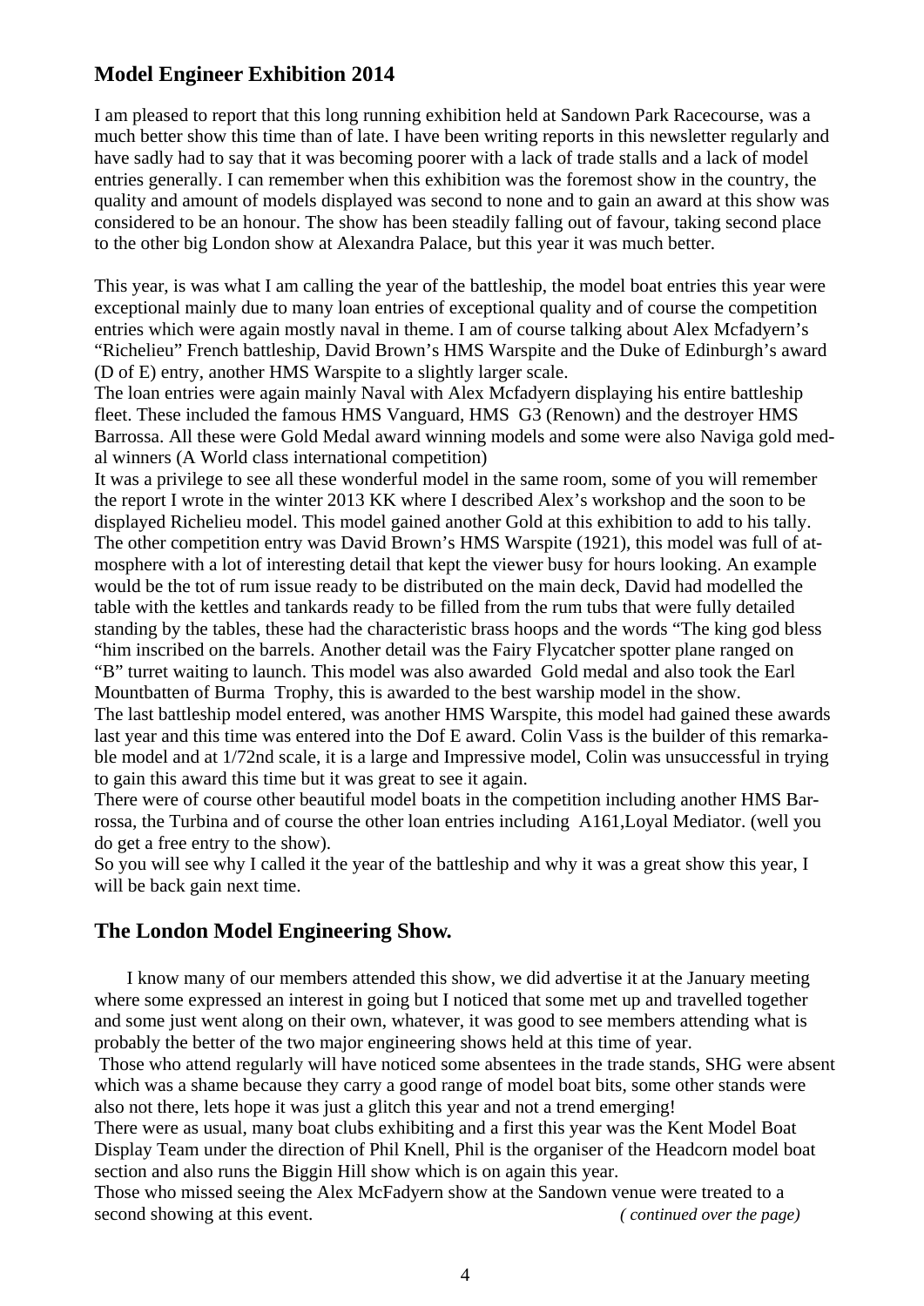## Model Engineer Exhibition 2014

I am pleased to report that this long running exhibition held at Sandown Park Racecourse, was a much better show this time than of late. I have been writing reports in this newsletter regularly and have sadly had to say that it was becoming poorer with a lack of trade stalls and a lack of model entries generally. I can remember when this exhibition was the foremost show in the country, the quality and amount of models displayed was second to none and to gain an award at this show was considered to be an honour. The show has been steadily falling out of favour, taking second place to the other big London show at Alexandra Palace, but this year it was much better.

This year, is was what I am calling the year of the battleship, the model boat entries this year were exceptional mainly due to many loan entries of exceptional quality and of course the competition entries which were again mostly naval in theme. I am of course talking about Alex Mcfadyern's "Richelieu" French battleship, David Brown's HMS Warspite and the Duke of Edinburgh's award (D of E) entry, another HMS Warspite to a slightly larger scale.
The loan entries were again mainly Naval with Alex Mcfadyern displaying his entire battleship fleet. These included the famous HMS Vanguard, HMS G3 (Renown) and the destroyer HMS Barrossa. All these were Gold Medal award winning models and some were also Naviga gold medal winners (A World class international competition)
It was a privilege to see all these wonderful model in the same room, some of you will remember the report I wrote in the winter 2013 KK where I described Alex's workshop and the soon to be displayed Richelieu model. This model gained another Gold at this exhibition to add to his tally. The other competition entry was David Brown's HMS Warspite (1921), this model was full of atmosphere with a lot of interesting detail that kept the viewer busy for hours looking. An example would be the tot of rum issue ready to be distributed on the main deck, David had modelled the table with the kettles and tankards ready to be filled from the rum tubs that were fully detailed standing by the tables, these had the characteristic brass hoops and the words "The king god bless "him inscribed on the barrels. Another detail was the Fairy Flycatcher spotter plane ranged on "B" turret waiting to launch. This model was also awarded Gold medal and also took the Earl Mountbatten of Burma Trophy, this is awarded to the best warship model in the show.
The last battleship model entered, was another HMS Warspite, this model had gained these awards last year and this time was entered into the Dof E award. Colin Vass is the builder of this remarkable model and at 1/72nd scale, it is a large and Impressive model, Colin was unsuccessful in trying to gain this award this time but it was great to see it again.
There were of course other beautiful model boats in the competition including another HMS Barrossa, the Turbina and of course the other loan entries including A161,Loyal Mediator. (well you do get a free entry to the show).
So you will see why I called it the year of the battleship and why it was a great show this year, I will be back gain next time.

## The London Model Engineering Show.

I know many of our members attended this show, we did advertise it at the January meeting where some expressed an interest in going but I noticed that some met up and travelled together and some just went along on their own, whatever, it was good to see members attending what is probably the better of the two major engineering shows held at this time of year.
Those who attend regularly will have noticed some absentees in the trade stands, SHG were absent which was a shame because they carry a good range of model boat bits, some other stands were also not there, lets hope it was just a glitch this year and not a trend emerging!
There were as usual, many boat clubs exhibiting and a first this year was the Kent Model Boat Display Team under the direction of Phil Knell, Phil is the organiser of the Headcorn model boat section and also runs the Biggin Hill show which is on again this year.
Those who missed seeing the Alex McFadyern show at the Sandown venue were treated to a second showing at this event. *( continued over the page)*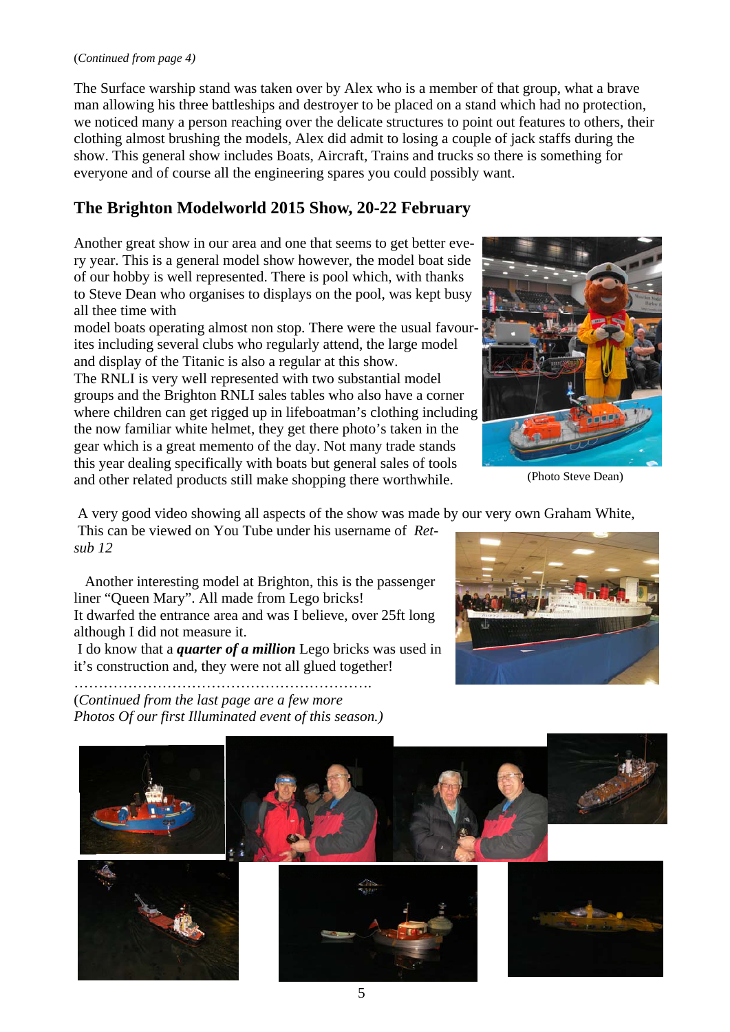(*Continued from page 4)*

The Surface warship stand was taken over by Alex who is a member of that group, what a brave man allowing his three battleships and destroyer to be placed on a stand which had no protection, we noticed many a person reaching over the delicate structures to point out features to others, their clothing almost brushing the models, Alex did admit to losing a couple of jack staffs during the show. This general show includes Boats, Aircraft, Trains and trucks so there is something for everyone and of course all the engineering spares you could possibly want.

## The Brighton Modelworld 2015 Show, 20-22 February

Another great show in our area and one that seems to get better every year. This is a general model show however, the model boat side of our hobby is well represented. There is pool which, with thanks to Steve Dean who organises to displays on the pool, was kept busy all thee time with model boats operating almost non stop. There were the usual favourites including several clubs who regularly attend, the large model and display of the Titanic is also a regular at this show.
The RNLI is very well represented with two substantial model groups and the Brighton RNLI sales tables who also have a corner where children can get rigged up in lifeboatman's clothing including the now familiar white helmet, they get there photo's taken in the gear which is a great memento of the day. Not many trade stands this year dealing specifically with boats but general sales of tools and other related products still make shopping there worthwhile.

(Photo Steve Dean)

A very good video showing all aspects of the show was made by our very own Graham White, This can be viewed on You Tube under his username of *Retsub 12*

Another interesting model at Brighton, this is the passenger liner "Queen Mary". All made from Lego bricks!
It dwarfed the entrance area and was I believe, over 25ft long although I did not measure it.
I do know that a ***quarter of a million*** Lego bricks was used in it's construction and, they were not all glued together!

…………………………………………………….

(*Continued from the last page are a few more Photos Of our first Illuminated event of this season.)*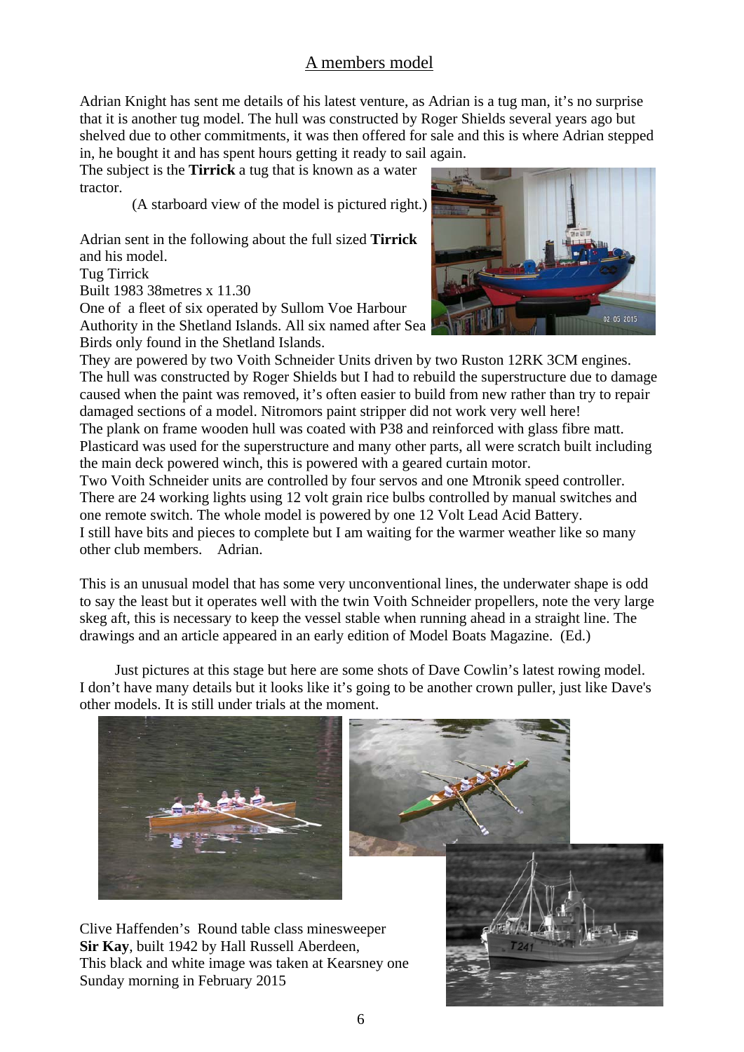## A members model

Adrian Knight has sent me details of his latest venture, as Adrian is a tug man, it's no surprise that it is another tug model. The hull was constructed by Roger Shields several years ago but shelved due to other commitments, it was then offered for sale and this is where Adrian stepped in, he bought it and has spent hours getting it ready to sail again.

The subject is the **Tirrick** a tug that is known as a water tractor.

(A starboard view of the model is pictured right.)

Adrian sent in the following about the full sized **Tirrick** and his model.

Tug Tirrick

Built 1983 38metres x 11.30

One of a fleet of six operated by Sullom Voe Harbour Authority in the Shetland Islands. All six named after Sea Birds only found in the Shetland Islands.

They are powered by two Voith Schneider Units driven by two Ruston 12RK 3CM engines.

The hull was constructed by Roger Shields but I had to rebuild the superstructure due to damage caused when the paint was removed, it's often easier to build from new rather than try to repair damaged sections of a model. Nitromors paint stripper did not work very well here!

The plank on frame wooden hull was coated with P38 and reinforced with glass fibre matt. Plasticard was used for the superstructure and many other parts, all were scratch built including the main deck powered winch, this is powered with a geared curtain motor.

Two Voith Schneider units are controlled by four servos and one Mtronik speed controller. There are 24 working lights using 12 volt grain rice bulbs controlled by manual switches and one remote switch. The whole model is powered by one 12 Volt Lead Acid Battery.

I still have bits and pieces to complete but I am waiting for the warmer weather like so many other club members. Adrian.

This is an unusual model that has some very unconventional lines, the underwater shape is odd to say the least but it operates well with the twin Voith Schneider propellers, note the very large skeg aft, this is necessary to keep the vessel stable when running ahead in a straight line. The drawings and an article appeared in an early edition of Model Boats Magazine. (Ed.)

Just pictures at this stage but here are some shots of Dave Cowlin's latest rowing model. I don't have many details but it looks like it's going to be another crown puller, just like Dave's other models. It is still under trials at the moment.

Clive Haffenden's Round table class minesweeper **Sir Kay**, built 1942 by Hall Russell Aberdeen, This black and white image was taken at Kearsney one Sunday morning in February 2015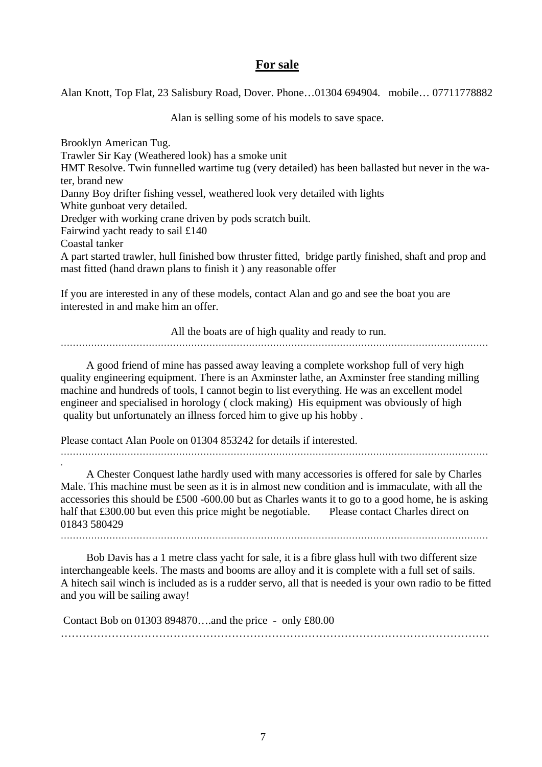## **For sale**

Alan Knott, Top Flat, 23 Salisbury Road, Dover. Phone…01304 694904. mobile… 07711778882

Alan is selling some of his models to save space.

Brooklyn American Tug.
Trawler Sir Kay (Weathered look) has a smoke unit
HMT Resolve. Twin funnelled wartime tug (very detailed) has been ballasted but never in the water, brand new
Danny Boy drifter fishing vessel, weathered look very detailed with lights
White gunboat very detailed.
Dredger with working crane driven by pods scratch built.
Fairwind yacht ready to sail £140
Coastal tanker
A part started trawler, hull finished bow thruster fitted, bridge partly finished, shaft and prop and mast fitted (hand drawn plans to finish it ) any reasonable offer

If you are interested in any of these models, contact Alan and go and see the boat you are interested in and make him an offer.

All the boats are of high quality and ready to run.

…………………………………………………………………………………………………………………

A good friend of mine has passed away leaving a complete workshop full of very high quality engineering equipment. There is an Axminster lathe, an Axminster free standing milling machine and hundreds of tools, I cannot begin to list everything. He was an excellent model engineer and specialised in horology ( clock making) His equipment was obviously of high quality but unfortunately an illness forced him to give up his hobby .

Please contact Alan Poole on 01304 853242 for details if interested.

…………………………………………………………………………………………………………………

A Chester Conquest lathe hardly used with many accessories is offered for sale by Charles Male. This machine must be seen as it is in almost new condition and is immaculate, with all the accessories this should be £500 -600.00 but as Charles wants it to go to a good home, he is asking half that £300.00 but even this price might be negotiable. Please contact Charles direct on 01843 580429

…………………………………………………………………………………………………………………

Bob Davis has a 1 metre class yacht for sale, it is a fibre glass hull with two different size interchangeable keels. The masts and booms are alloy and it is complete with a full set of sails. A hitech sail winch is included as is a rudder servo, all that is needed is your own radio to be fitted and you will be sailing away!

Contact Bob on 01303 894870….and the price - only £80.00

………………………………………………………………………………………………………….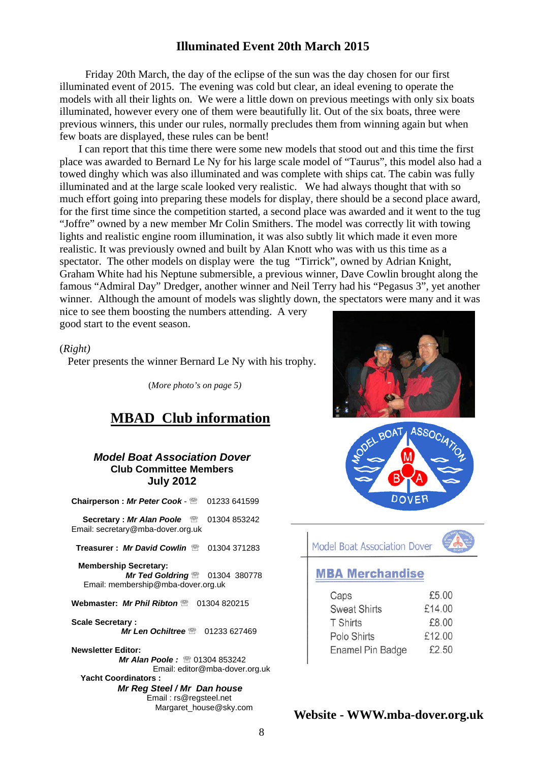## Illuminated Event 20th March 2015

Friday 20th March, the day of the eclipse of the sun was the day chosen for our first illuminated event of 2015. The evening was cold but clear, an ideal evening to operate the models with all their lights on. We were a little down on previous meetings with only six boats illuminated, however every one of them were beautifully lit. Out of the six boats, three were previous winners, this under our rules, normally precludes them from winning again but when few boats are displayed, these rules can be bent!

I can report that this time there were some new models that stood out and this time the first place was awarded to Bernard Le Ny for his large scale model of "Taurus", this model also had a towed dinghy which was also illuminated and was complete with ships cat. The cabin was fully illuminated and at the large scale looked very realistic. We had always thought that with so much effort going into preparing these models for display, there should be a second place award, for the first time since the competition started, a second place was awarded and it went to the tug "Joffre" owned by a new member Mr Colin Smithers. The model was correctly lit with towing lights and realistic engine room illumination, it was also subtly lit which made it even more realistic. It was previously owned and built by Alan Knott who was with us this time as a spectator. The other models on display were the tug "Tirrick", owned by Adrian Knight, Graham White had his Neptune submersible, a previous winner, Dave Cowlin brought along the famous "Admiral Day" Dredger, another winner and Neil Terry had his "Pegasus 3", yet another winner. Although the amount of models was slightly down, the spectators were many and it was nice to see them boosting the numbers attending. A very good start to the event season.

(*Right)*
Peter presents the winner Bernard Le Ny with his trophy.

(*More photo's on page 5)*

## MBAD Club information

***Model Boat Association Dover***
**Club Committee Members**
**July 2012**

**Chairperson :** ***Mr Peter Cook*** - ☏ 01233 641599

**Secretary :** ***Mr Alan Poole*** ☏ 01304 853242
Email: secretary@mba-dover.org.uk

**Treasurer :** ***Mr David Cowlin*** ☏ 01304 371283

**Membership Secretary:**
***Mr Ted Goldring*** ☏ 01304 380778
Email: membership@mba-dover.org.uk

**Webmaster:** ***Mr Phil Ribton*** ☏ 01304 820215

**Scale Secretary :**
***Mr Len Ochiltree*** ☏ 01233 627469

**Newsletter Editor:**
***Mr Alan Poole :*** ☏ 01304 853242
Email: editor@mba-dover.org.uk

**Yacht Coordinators :**
***Mr Reg Steel / Mr Dan house***
Email : rs@regsteel.net
Margaret_house@sky.com

Model Boat Association Dover

### MBA Merchandise

| | |
|---|---|
| Caps | £5.00 |
| Sweat Shirts | £14.00 |
| T Shirts | £8.00 |
| Polo Shirts | £12.00 |
| Enamel Pin Badge | £2.50 |

**Website - WWW.mba-dover.org.uk**